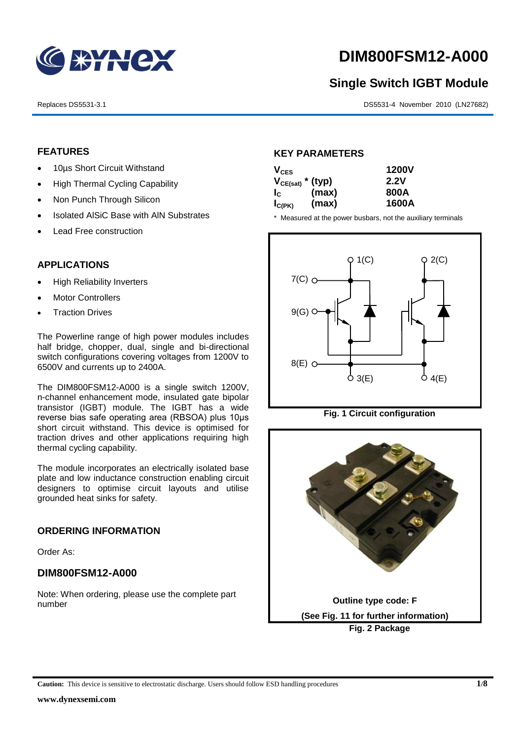# DIM800FSM12-A000

## Single Switch IGBT Module

Replaces DS5531-3.1

DS5531-4 November 2010 (LN27682)

### FEATURES

- 10µs Short Circuit Withstand
- High Thermal Cycling Capability
- Non Punch Through Silicon
- Isolated AlSiC Base with AlN Substrates
- Lead Free construction

### APPLICATIONS

- High Reliability Inverters
- Motor Controllers
- Traction Drives

The Powerline range of high power modules includes half bridge, chopper, dual, single and bi-directional switch configurations covering voltages from 1200V to 6500V and currents up to 2400A.

The DIM800FSM12-A000 is a single switch 1200V, n-channel enhancement mode, insulated gate bipolar transistor (IGBT) module. The IGBT has a wide reverse bias safe operating area (RBSOA) plus 10µs short circuit withstand. This device is optimised for traction drives and other applications requiring high thermal cycling capability.

The module incorporates an electrically isolated base plate and low inductance construction enabling circuit designers to optimise circuit layouts and utilise grounded heat sinks for safety.

### ORDERING INFORMATION

Order As:

### DIM800FSM12-A000

Note: When ordering, please use the complete part number

### KEY PARAMETERS

| Parameter | | Value |
|---|---|---|
| $V_{CES}$ | | 1200V |
| $V_{CE(sat)}$ * | (typ) | 2.2V |
| $I_C$ | (max) | 800A |
| $I_{C(PK)}$ | (max) | 1600A |

\* Measured at the power busbars, not the auxiliary terminals

Fig. 1 Circuit configuration

Outline type code: F

(See Fig. 11 for further information)

Fig. 2 Package

**Caution:** This device is sensitive to electrostatic discharge. Users should follow ESD handling procedures

www.dynexsemi.com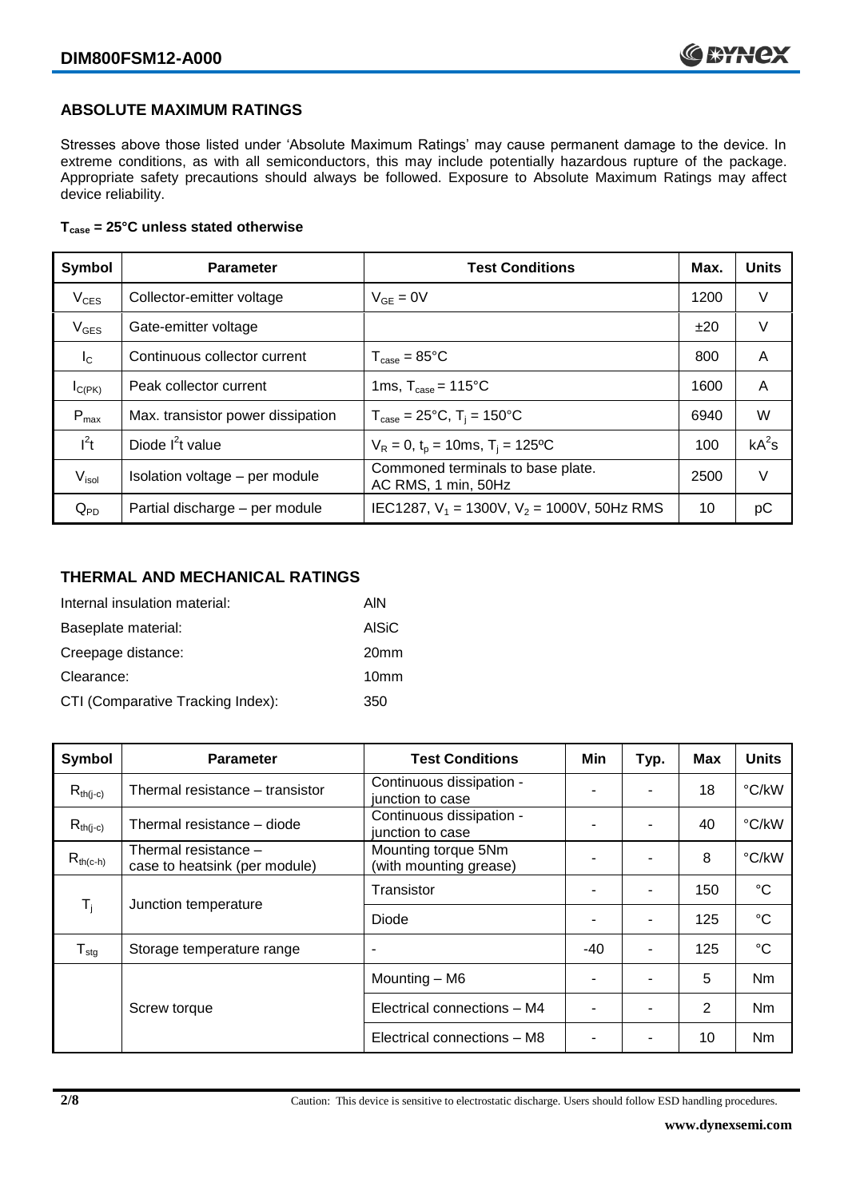## ABSOLUTE MAXIMUM RATINGS

Stresses above those listed under 'Absolute Maximum Ratings' may cause permanent damage to the device. In extreme conditions, as with all semiconductors, this may include potentially hazardous rupture of the package. Appropriate safety precautions should always be followed. Exposure to Absolute Maximum Ratings may affect device reliability.

**$T_{case}$ = 25°C unless stated otherwise**

| Symbol | Parameter | Test Conditions | Max. | Units |
|---|---|---|---|---|
| $V_{CES}$ | Collector-emitter voltage | $V_{GE}$ = 0V | 1200 | V |
| $V_{GES}$ | Gate-emitter voltage | | ±20 | V |
| $I_C$ | Continuous collector current | $T_{case}$ = 85°C | 800 | A |
| $I_{C(PK)}$ | Peak collector current | 1ms, $T_{case}$ = 115°C | 1600 | A |
| $P_{max}$ | Max. transistor power dissipation | $T_{case}$ = 25°C, $T_j$ = 150°C | 6940 | W |
| $I^2t$ | Diode $I^2t$ value | $V_R$ = 0, $t_p$ = 10ms, $T_j$ = 125ºC | 100 | $kA^2s$ |
| $V_{isol}$ | Isolation voltage – per module | Commoned terminals to base plate. AC RMS, 1 min, 50Hz | 2500 | V |
| $Q_{PD}$ | Partial discharge – per module | IEC1287, $V_1$ = 1300V, $V_2$ = 1000V, 50Hz RMS | 10 | pC |

## THERMAL AND MECHANICAL RATINGS

Internal insulation material: AlN

Baseplate material: AlSiC

Creepage distance: 20mm

Clearance: 10mm

CTI (Comparative Tracking Index): 350

| Symbol | Parameter | Test Conditions | Min | Typ. | Max | Units |
|---|---|---|---|---|---|---|
| $R_{th(j-c)}$ | Thermal resistance – transistor | Continuous dissipation - junction to case | - | - | 18 | °C/kW |
| $R_{th(j-c)}$ | Thermal resistance – diode | Continuous dissipation - junction to case | - | - | 40 | °C/kW |
| $R_{th(c-h)}$ | Thermal resistance – case to heatsink (per module) | Mounting torque 5Nm (with mounting grease) | - | - | 8 | °C/kW |
| $T_j$ | Junction temperature | Transistor | - | - | 150 | °C |
| | | Diode | - | - | 125 | °C |
| $T_{stg}$ | Storage temperature range | - | -40 | - | 125 | °C |
| | Screw torque | Mounting – M6 | - | - | 5 | Nm |
| | | Electrical connections – M4 | - | - | 2 | Nm |
| | | Electrical connections – M8 | - | - | 10 | Nm |

Caution: This device is sensitive to electrostatic discharge. Users should follow ESD handling procedures.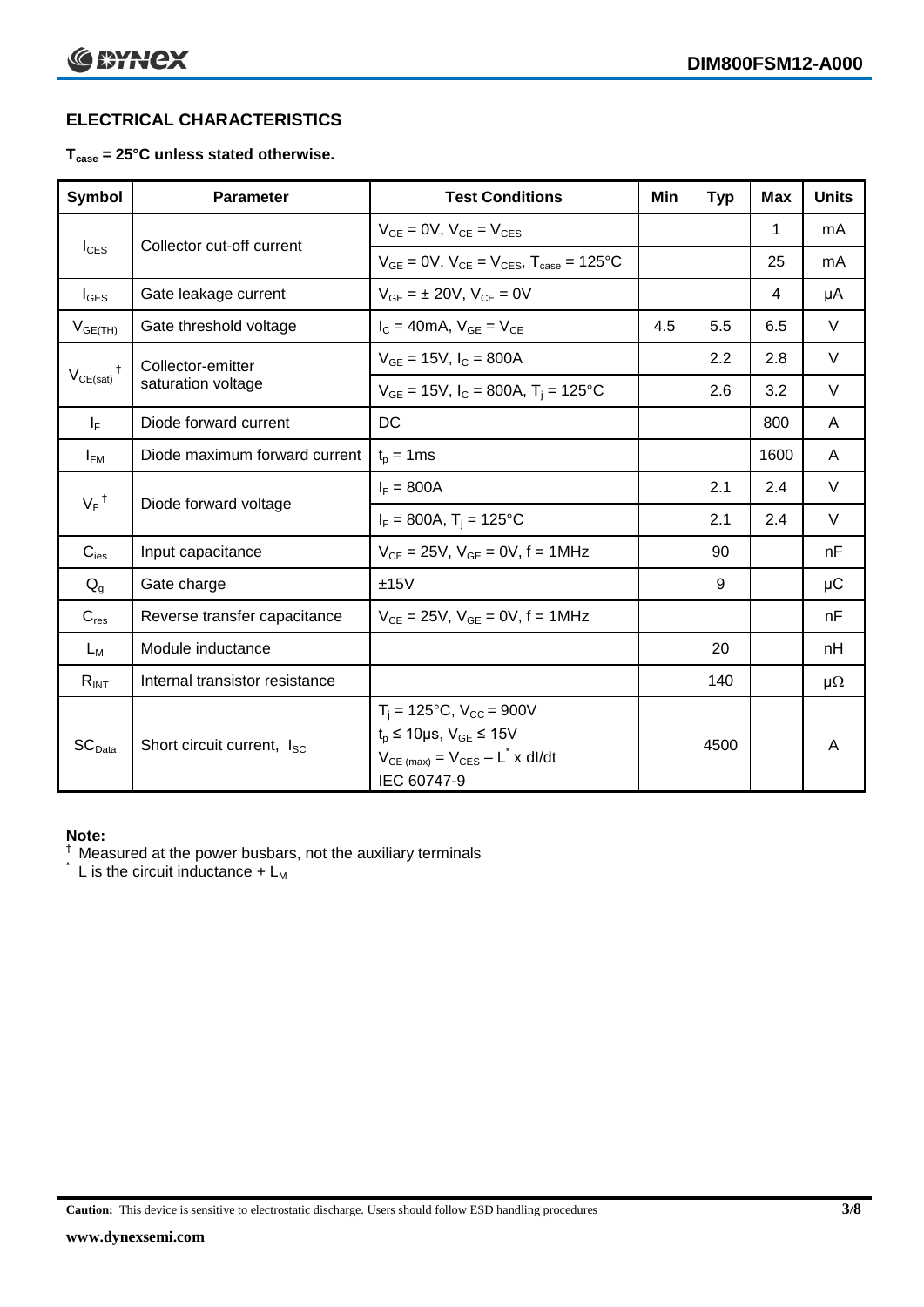## ELECTRICAL CHARACTERISTICS

**$T_{case}$ = 25°C unless stated otherwise.**

| Symbol | Parameter | Test Conditions | Min | Typ | Max | Units |
|---|---|---|---|---|---|---|
| $I_{CES}$ | Collector cut-off current | $V_{GE}$ = 0V, $V_{CE}$ = $V_{CES}$ | | | 1 | mA |
| | | $V_{GE}$ = 0V, $V_{CE}$ = $V_{CES}$, $T_{case}$ = 125°C | | | 25 | mA |
| $I_{GES}$ | Gate leakage current | $V_{GE}$ = ± 20V, $V_{CE}$ = 0V | | | 4 | μA |
| $V_{GE(TH)}$ | Gate threshold voltage | $I_C$ = 40mA, $V_{GE}$ = $V_{CE}$ | 4.5 | 5.5 | 6.5 | V |
| $V_{CE(sat)}$ † | Collector-emitter saturation voltage | $V_{GE}$ = 15V, $I_C$ = 800A | | 2.2 | 2.8 | V |
| | | $V_{GE}$ = 15V, $I_C$ = 800A, $T_j$ = 125°C | | 2.6 | 3.2 | V |
| $I_F$ | Diode forward current | DC | | | 800 | A |
| $I_{FM}$ | Diode maximum forward current | $t_p$ = 1ms | | | 1600 | A |
| $V_F$ † | Diode forward voltage | $I_F$ = 800A | | 2.1 | 2.4 | V |
| | | $I_F$ = 800A, $T_j$ = 125°C | | 2.1 | 2.4 | V |
| $C_{ies}$ | Input capacitance | $V_{CE}$ = 25V, $V_{GE}$ = 0V, f = 1MHz | | 90 | | nF |
| $Q_g$ | Gate charge | ±15V | | 9 | | μC |
| $C_{res}$ | Reverse transfer capacitance | $V_{CE}$ = 25V, $V_{GE}$ = 0V, f = 1MHz | | | | nF |
| $L_M$ | Module inductance | | | 20 | | nH |
| $R_{INT}$ | Internal transistor resistance | | | 140 | | μΩ |
| $SC_{Data}$ | Short circuit current, $I_{SC}$ | $T_j$ = 125°C, $V_{CC}$ = 900V<br>$t_p$ ≤ 10μs, $V_{GE}$ ≤ 15V<br>$V_{CE\,(max)} = V_{CES} - L^{*} \times dI/dt$<br>IEC 60747-9 | | 4500 | | A |

**Note:**

† Measured at the power busbars, not the auxiliary terminals

\* L is the circuit inductance + $L_M$

**Caution:** This device is sensitive to electrostatic discharge. Users should follow ESD handling procedures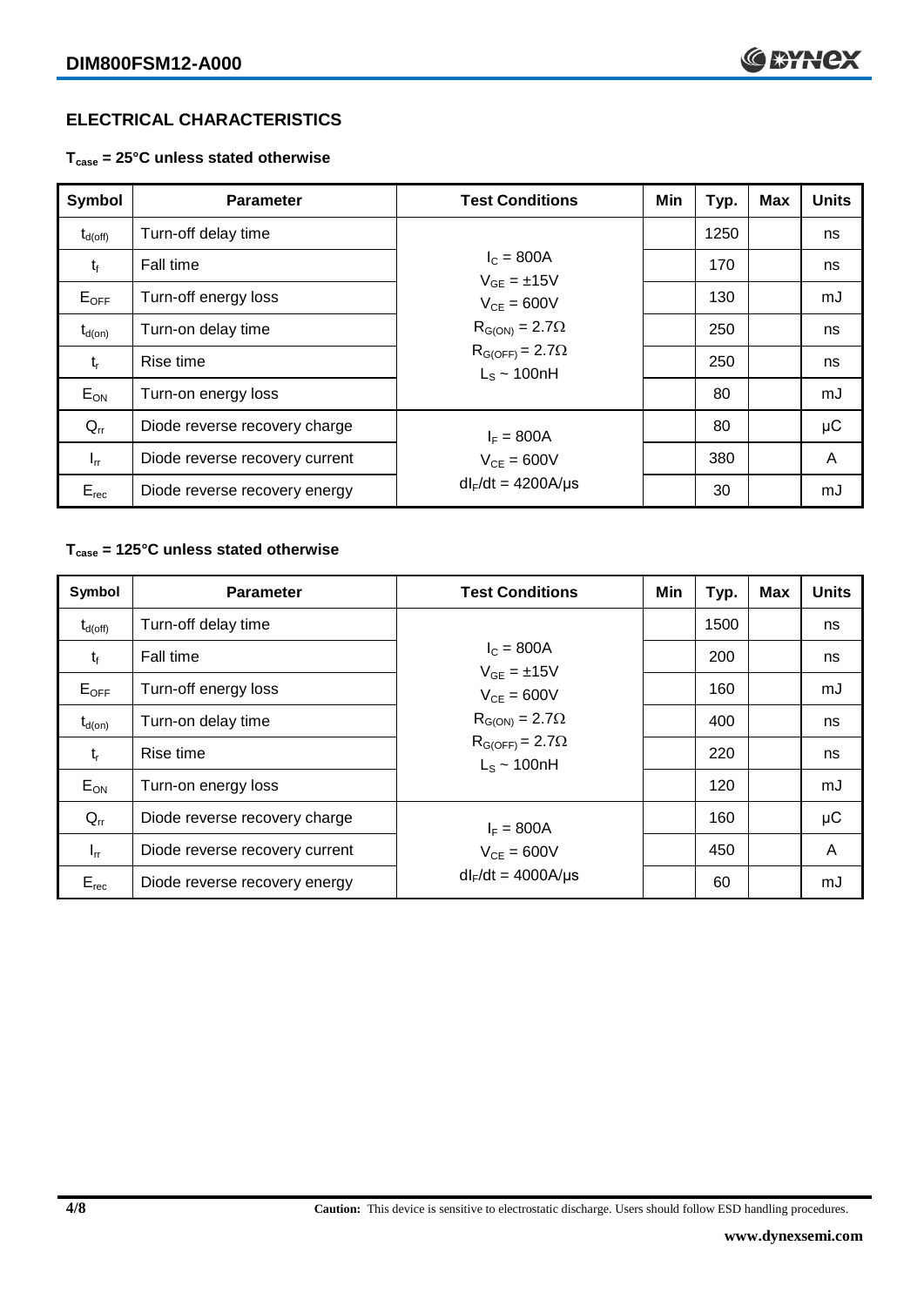## ELECTRICAL CHARACTERISTICS

**$T_{case}$ = 25°C unless stated otherwise**

| Symbol | Parameter | Test Conditions | Min | Typ. | Max | Units |
|---|---|---|---|---|---|---|
| $t_{d(off)}$ | Turn-off delay time | $I_C$ = 800A<br>$V_{GE}$ = ±15V<br>$V_{CE}$ = 600V<br>$R_{G(ON)}$ = 2.7Ω<br>$R_{G(OFF)}$ = 2.7Ω<br>$L_S$ ~ 100nH | | 1250 | | ns |
| $t_f$ | Fall time | | | 170 | | ns |
| $E_{OFF}$ | Turn-off energy loss | | | 130 | | mJ |
| $t_{d(on)}$ | Turn-on delay time | | | 250 | | ns |
| $t_r$ | Rise time | | | 250 | | ns |
| $E_{ON}$ | Turn-on energy loss | | | 80 | | mJ |
| $Q_{rr}$ | Diode reverse recovery charge | $I_F$ = 800A<br>$V_{CE}$ = 600V<br>$dI_F/dt$ = 4200A/μs | | 80 | | μC |
| $I_{rr}$ | Diode reverse recovery current | | | 380 | | A |
| $E_{rec}$ | Diode reverse recovery energy | | | 30 | | mJ |

**$T_{case}$ = 125°C unless stated otherwise**

| Symbol | Parameter | Test Conditions | Min | Typ. | Max | Units |
|---|---|---|---|---|---|---|
| $t_{d(off)}$ | Turn-off delay time | $I_C$ = 800A<br>$V_{GE}$ = ±15V<br>$V_{CE}$ = 600V<br>$R_{G(ON)}$ = 2.7Ω<br>$R_{G(OFF)}$ = 2.7Ω<br>$L_S$ ~ 100nH | | 1500 | | ns |
| $t_f$ | Fall time | | | 200 | | ns |
| $E_{OFF}$ | Turn-off energy loss | | | 160 | | mJ |
| $t_{d(on)}$ | Turn-on delay time | | | 400 | | ns |
| $t_r$ | Rise time | | | 220 | | ns |
| $E_{ON}$ | Turn-on energy loss | | | 120 | | mJ |
| $Q_{rr}$ | Diode reverse recovery charge | $I_F$ = 800A<br>$V_{CE}$ = 600V<br>$dI_F/dt$ = 4000A/μs | | 160 | | μC |
| $I_{rr}$ | Diode reverse recovery current | | | 450 | | A |
| $E_{rec}$ | Diode reverse recovery energy | | | 60 | | mJ |

**Caution:** This device is sensitive to electrostatic discharge. Users should follow ESD handling procedures.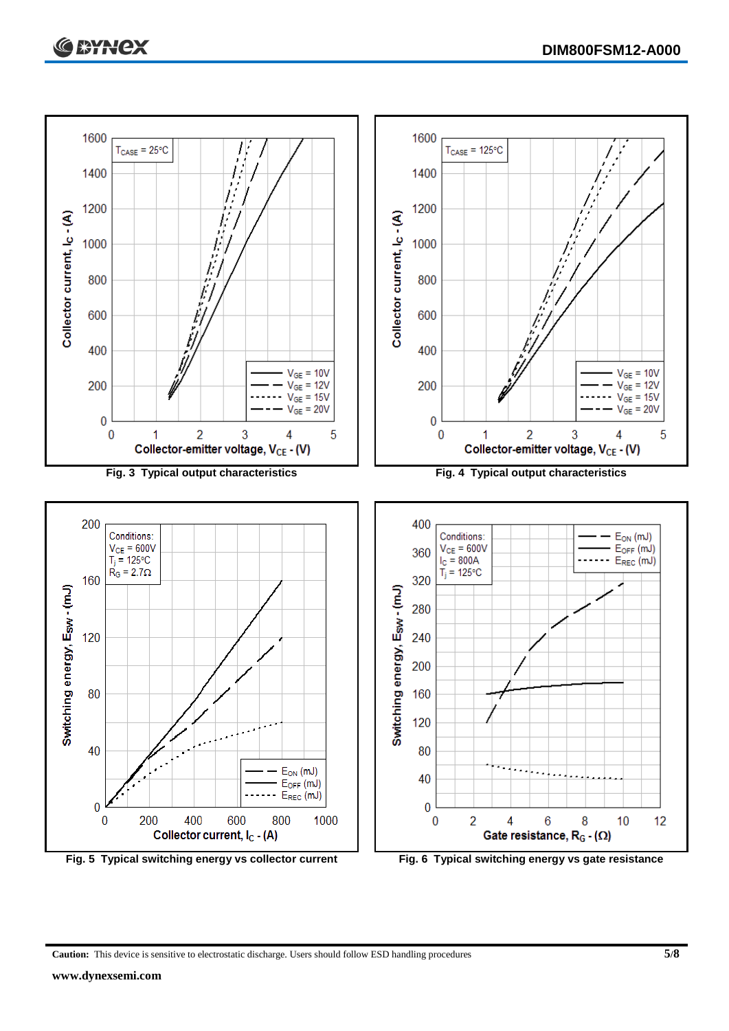Fig. 3 Typical output characteristics

Fig. 4 Typical output characteristics

Fig. 5 Typical switching energy vs collector current

Fig. 6 Typical switching energy vs gate resistance

**Caution:** This device is sensitive to electrostatic discharge. Users should follow ESD handling procedures

**www.dynexsemi.com**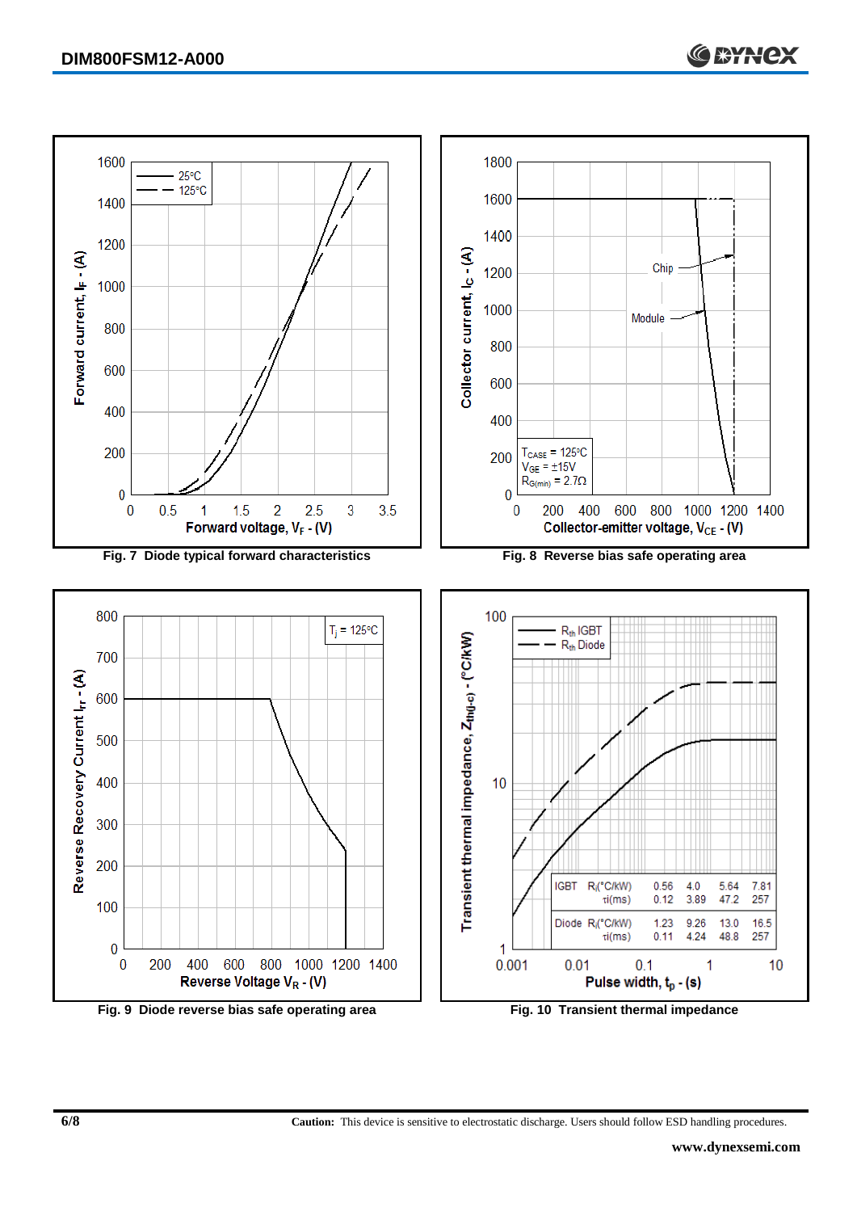Fig. 7 Diode typical forward characteristics

Fig. 8 Reverse bias safe operating area

Fig. 9 Diode reverse bias safe operating area

| | | | | | |
|---|---|---|---|---|---|
| IGBT | $R_i$(°C/kW) | 0.56 | 4.0 | 5.64 | 7.81 |
| | τi(ms) | 0.12 | 3.89 | 47.2 | 257 |
| Diode | $R_i$(°C/kW) | 1.23 | 9.26 | 13.0 | 16.5 |
| | τi(ms) | 0.11 | 4.24 | 48.8 | 257 |

Fig. 10 Transient thermal impedance

**Caution:** This device is sensitive to electrostatic discharge. Users should follow ESD handling procedures.

www.dynexsemi.com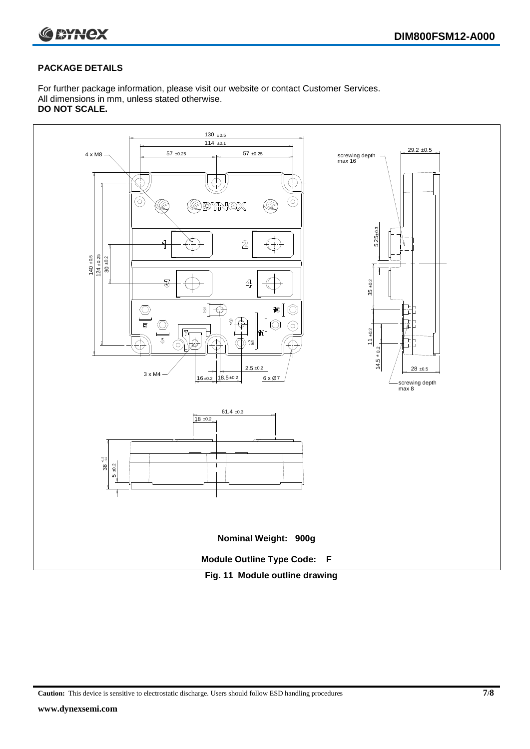## PACKAGE DETAILS

For further package information, please visit our website or contact Customer Services.
All dimensions in mm, unless stated otherwise.
**DO NOT SCALE.**

**Nominal Weight: 900g**

**Module Outline Type Code: F**

**Fig. 11 Module outline drawing**

**Caution:** This device is sensitive to electrostatic discharge. Users should follow ESD handling procedures

**www.dynexsemi.com**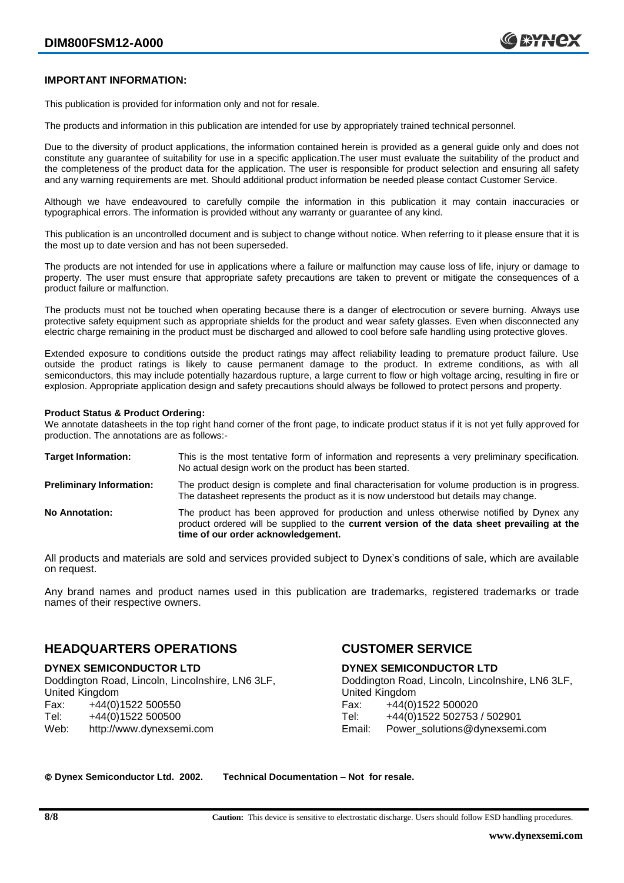## IMPORTANT INFORMATION:

This publication is provided for information only and not for resale.

The products and information in this publication are intended for use by appropriately trained technical personnel.

Due to the diversity of product applications, the information contained herein is provided as a general guide only and does not constitute any guarantee of suitability for use in a specific application.The user must evaluate the suitability of the product and the completeness of the product data for the application. The user is responsible for product selection and ensuring all safety and any warning requirements are met. Should additional product information be needed please contact Customer Service.

Although we have endeavoured to carefully compile the information in this publication it may contain inaccuracies or typographical errors. The information is provided without any warranty or guarantee of any kind.

This publication is an uncontrolled document and is subject to change without notice. When referring to it please ensure that it is the most up to date version and has not been superseded.

The products are not intended for use in applications where a failure or malfunction may cause loss of life, injury or damage to property. The user must ensure that appropriate safety precautions are taken to prevent or mitigate the consequences of a product failure or malfunction.

The products must not be touched when operating because there is a danger of electrocution or severe burning. Always use protective safety equipment such as appropriate shields for the product and wear safety glasses. Even when disconnected any electric charge remaining in the product must be discharged and allowed to cool before safe handling using protective gloves.

Extended exposure to conditions outside the product ratings may affect reliability leading to premature product failure. Use outside the product ratings is likely to cause permanent damage to the product. In extreme conditions, as with all semiconductors, this may include potentially hazardous rupture, a large current to flow or high voltage arcing, resulting in fire or explosion. Appropriate application design and safety precautions should always be followed to protect persons and property.

**Product Status & Product Ordering:**

We annotate datasheets in the top right hand corner of the front page, to indicate product status if it is not yet fully approved for production. The annotations are as follows:-

| | |
|---|---|
| **Target Information:** | This is the most tentative form of information and represents a very preliminary specification. No actual design work on the product has been started. |
| **Preliminary Information:** | The product design is complete and final characterisation for volume production is in progress. The datasheet represents the product as it is now understood but details may change. |
| **No Annotation:** | The product has been approved for production and unless otherwise notified by Dynex any product ordered will be supplied to the **current version of the data sheet prevailing at the time of our order acknowledgement.** |

All products and materials are sold and services provided subject to Dynex's conditions of sale, which are available on request.

Any brand names and product names used in this publication are trademarks, registered trademarks or trade names of their respective owners.

## HEADQUARTERS OPERATIONS

**DYNEX SEMICONDUCTOR LTD**
Doddington Road, Lincoln, Lincolnshire, LN6 3LF,
United Kingdom
Fax: +44(0)1522 500550
Tel: +44(0)1522 500500
Web: http://www.dynexsemi.com

## CUSTOMER SERVICE

**DYNEX SEMICONDUCTOR LTD**
Doddington Road, Lincoln, Lincolnshire, LN6 3LF,
United Kingdom
Fax: +44(0)1522 500020
Tel: +44(0)1522 502753 / 502901
Email: Power_solutions@dynexsemi.com

**© Dynex Semiconductor Ltd. 2002. Technical Documentation – Not for resale.**

**Caution:** This device is sensitive to electrostatic discharge. Users should follow ESD handling procedures.